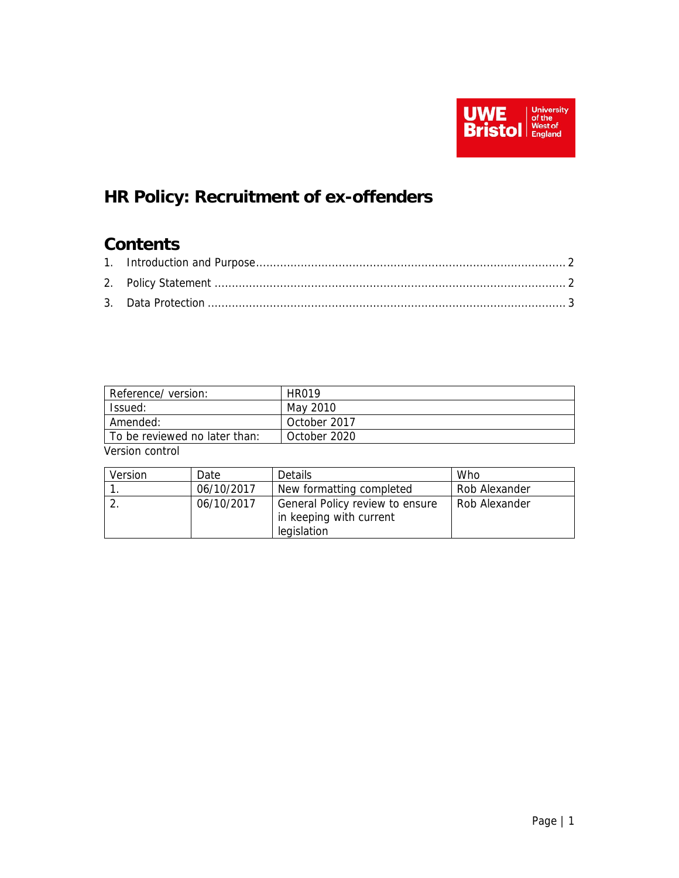UWE Bristol | University of the West of England

# HR Policy: Recruitment of ex-offenders

## Contents

1. Introduction and Purpose ........................................................................................ 2
2. Policy Statement .................................................................................................... 2
3. Data Protection ...................................................................................................... 3

| Reference/ version: | HR019 |
|---|---|
| Issued: | May 2010 |
| Amended: | October 2017 |
| To be reviewed no later than: | October 2020 |

Version control

| Version | Date | Details | Who |
|---|---|---|---|
| 1. | 06/10/2017 | New formatting completed | Rob Alexander |
| 2. | 06/10/2017 | General Policy review to ensure in keeping with current legislation | Rob Alexander |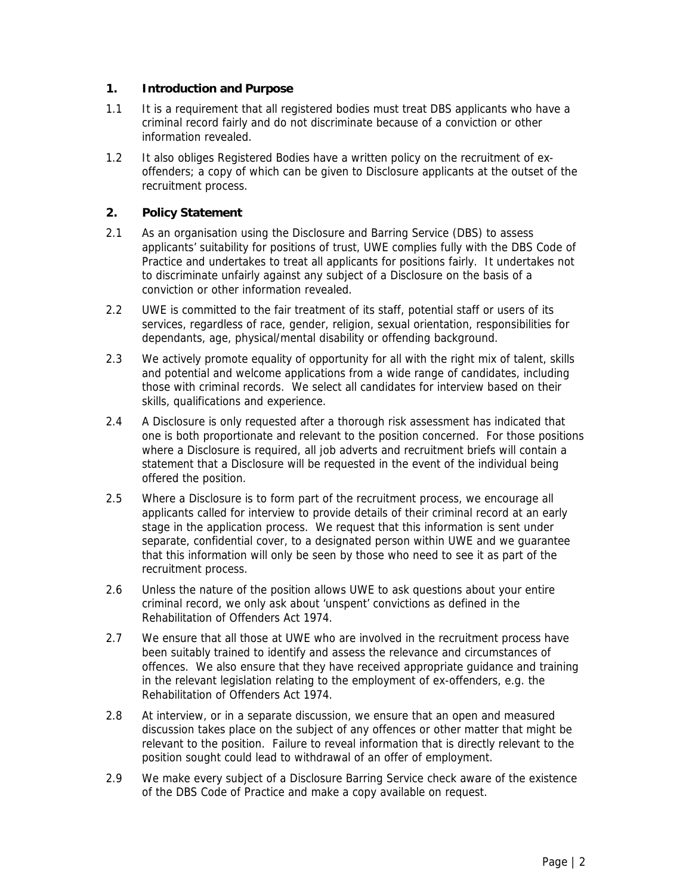## 1. Introduction and Purpose

1.1 It is a requirement that all registered bodies must treat DBS applicants who have a criminal record fairly and do not discriminate because of a conviction or other information revealed.

1.2 It also obliges Registered Bodies have a written policy on the recruitment of ex-offenders; a copy of which can be given to Disclosure applicants at the outset of the recruitment process.

## 2. Policy Statement

2.1 As an organisation using the Disclosure and Barring Service (DBS) to assess applicants' suitability for positions of trust, UWE complies fully with the DBS Code of Practice and undertakes to treat all applicants for positions fairly. It undertakes not to discriminate unfairly against any subject of a Disclosure on the basis of a conviction or other information revealed.

2.2 UWE is committed to the fair treatment of its staff, potential staff or users of its services, regardless of race, gender, religion, sexual orientation, responsibilities for dependants, age, physical/mental disability or offending background.

2.3 We actively promote equality of opportunity for all with the right mix of talent, skills and potential and welcome applications from a wide range of candidates, including those with criminal records. We select all candidates for interview based on their skills, qualifications and experience.

2.4 A Disclosure is only requested after a thorough risk assessment has indicated that one is both proportionate and relevant to the position concerned. For those positions where a Disclosure is required, all job adverts and recruitment briefs will contain a statement that a Disclosure will be requested in the event of the individual being offered the position.

2.5 Where a Disclosure is to form part of the recruitment process, we encourage all applicants called for interview to provide details of their criminal record at an early stage in the application process. We request that this information is sent under separate, confidential cover, to a designated person within UWE and we guarantee that this information will only be seen by those who need to see it as part of the recruitment process.

2.6 Unless the nature of the position allows UWE to ask questions about your entire criminal record, we only ask about 'unspent' convictions as defined in the Rehabilitation of Offenders Act 1974.

2.7 We ensure that all those at UWE who are involved in the recruitment process have been suitably trained to identify and assess the relevance and circumstances of offences. We also ensure that they have received appropriate guidance and training in the relevant legislation relating to the employment of ex-offenders, e.g. the Rehabilitation of Offenders Act 1974.

2.8 At interview, or in a separate discussion, we ensure that an open and measured discussion takes place on the subject of any offences or other matter that might be relevant to the position. Failure to reveal information that is directly relevant to the position sought could lead to withdrawal of an offer of employment.

2.9 We make every subject of a Disclosure Barring Service check aware of the existence of the DBS Code of Practice and make a copy available on request.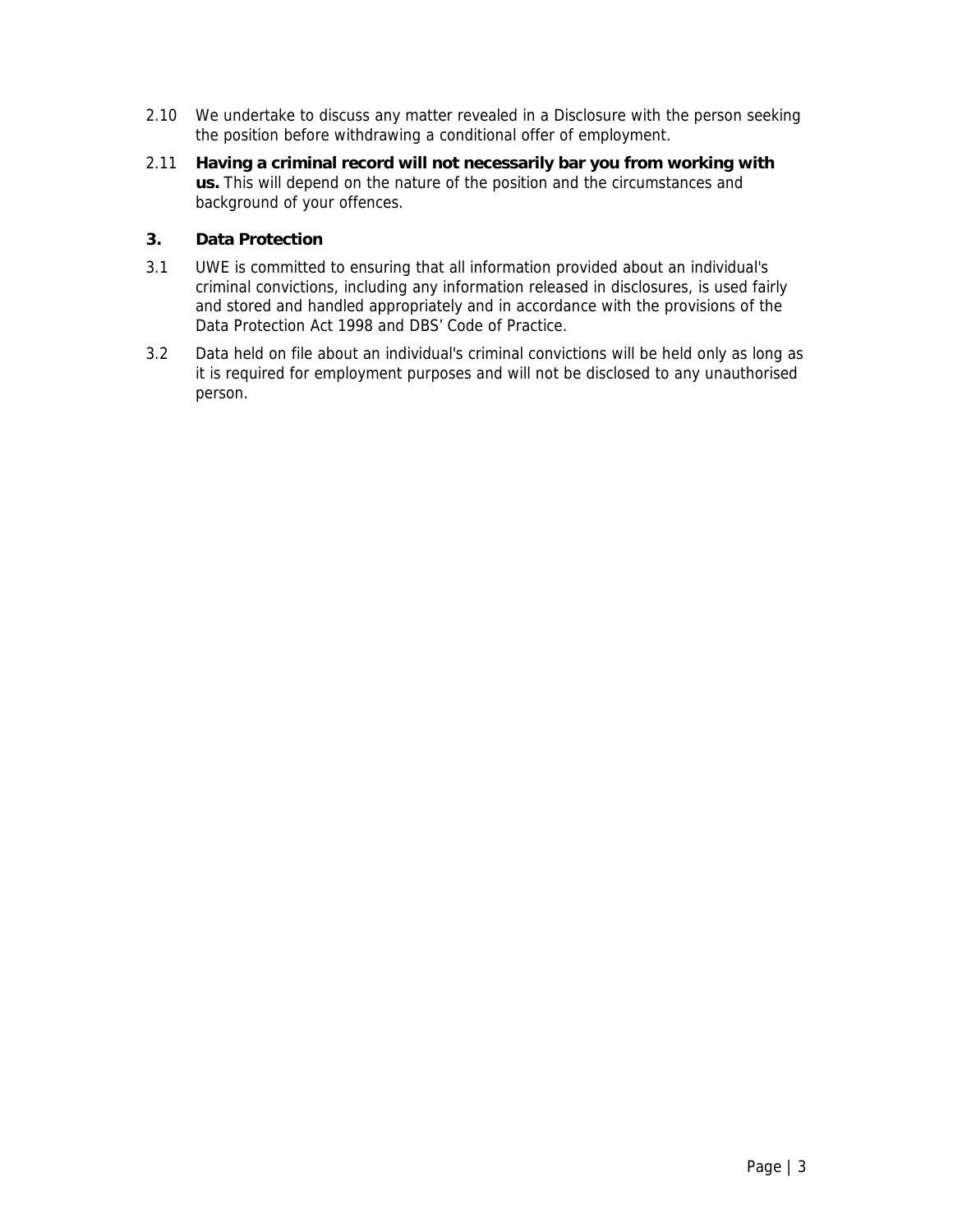2.10 We undertake to discuss any matter revealed in a Disclosure with the person seeking the position before withdrawing a conditional offer of employment.

2.11 **Having a criminal record will not necessarily bar you from working with us.** This will depend on the nature of the position and the circumstances and background of your offences.

## 3. Data Protection

3.1 UWE is committed to ensuring that all information provided about an individual's criminal convictions, including any information released in disclosures, is used fairly and stored and handled appropriately and in accordance with the provisions of the Data Protection Act 1998 and DBS' Code of Practice.

3.2 Data held on file about an individual's criminal convictions will be held only as long as it is required for employment purposes and will not be disclosed to any unauthorised person.